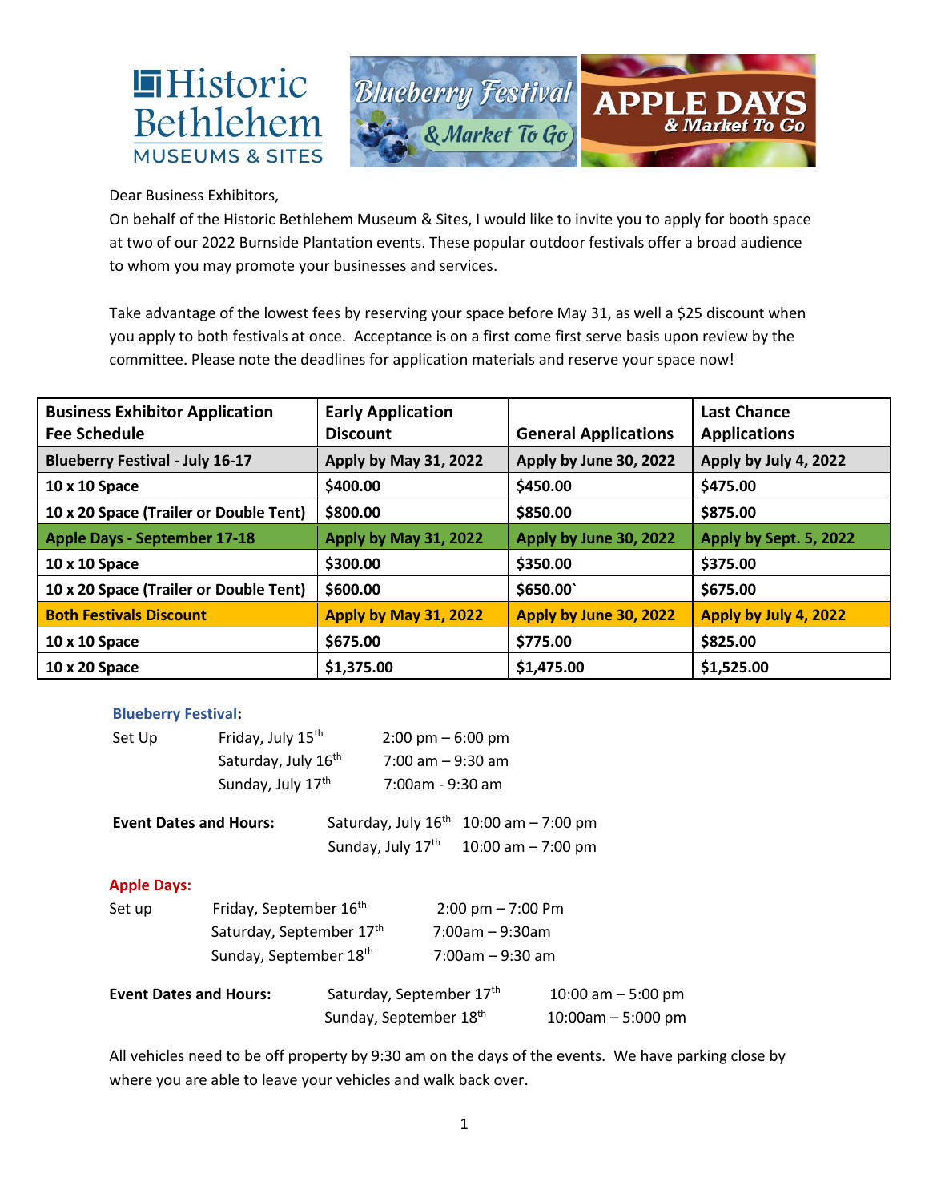Historic Bethlehem MUSEUMS & SITES

Blueberry Festival & Market To Go

APPLE DAYS & Market To Go

Dear Business Exhibitors,

On behalf of the Historic Bethlehem Museum & Sites, I would like to invite you to apply for booth space at two of our 2022 Burnside Plantation events. These popular outdoor festivals offer a broad audience to whom you may promote your businesses and services.

Take advantage of the lowest fees by reserving your space before May 31, as well a $25 discount when you apply to both festivals at once. Acceptance is on a first come first serve basis upon review by the committee. Please note the deadlines for application materials and reserve your space now!

| Business Exhibitor Application Fee Schedule | Early Application Discount | General Applications | Last Chance Applications |
|---|---|---|---|
| **Blueberry Festival - July 16-17** | **Apply by May 31, 2022** | **Apply by June 30, 2022** | **Apply by July 4, 2022** |
| **10 x 10 Space** | **$400.00** | **$450.00** | **$475.00** |
| **10 x 20 Space (Trailer or Double Tent)** | **$800.00** | **$850.00** | **$875.00** |
| **Apple Days - September 17-18** | **Apply by May 31, 2022** | **Apply by June 30, 2022** | **Apply by Sept. 5, 2022** |
| **10 x 10 Space** | **$300.00** | **$350.00** | **$375.00** |
| **10 x 20 Space (Trailer or Double Tent)** | **$600.00** | **$650.00`** | **$675.00** |
| **Both Festivals Discount** | **Apply by May 31, 2022** | **Apply by June 30, 2022** | **Apply by July 4, 2022** |
| **10 x 10 Space** | **$675.00** | **$775.00** | **$825.00** |
| **10 x 20 Space** | **$1,375.00** | **$1,475.00** | **$1,525.00** |

**Blueberry Festival:**

| | | |
|---|---|---|
| Set Up | Friday, July 15th | 2:00 pm – 6:00 pm |
| | Saturday, July 16th | 7:00 am – 9:30 am |
| | Sunday, July 17th | 7:00am - 9:30 am |

| | | |
|---|---|---|
| **Event Dates and Hours:** | Saturday, July 16th | 10:00 am – 7:00 pm |
| | Sunday, July 17th | 10:00 am – 7:00 pm |

**Apple Days:**

| | | |
|---|---|---|
| Set up | Friday, September 16th | 2:00 pm – 7:00 Pm |
| | Saturday, September 17th | 7:00am – 9:30am |
| | Sunday, September 18th | 7:00am – 9:30 am |

| | | |
|---|---|---|
| **Event Dates and Hours:** | Saturday, September 17th | 10:00 am – 5:00 pm |
| | Sunday, September 18th | 10:00am – 5:000 pm |

All vehicles need to be off property by 9:30 am on the days of the events. We have parking close by where you are able to leave your vehicles and walk back over.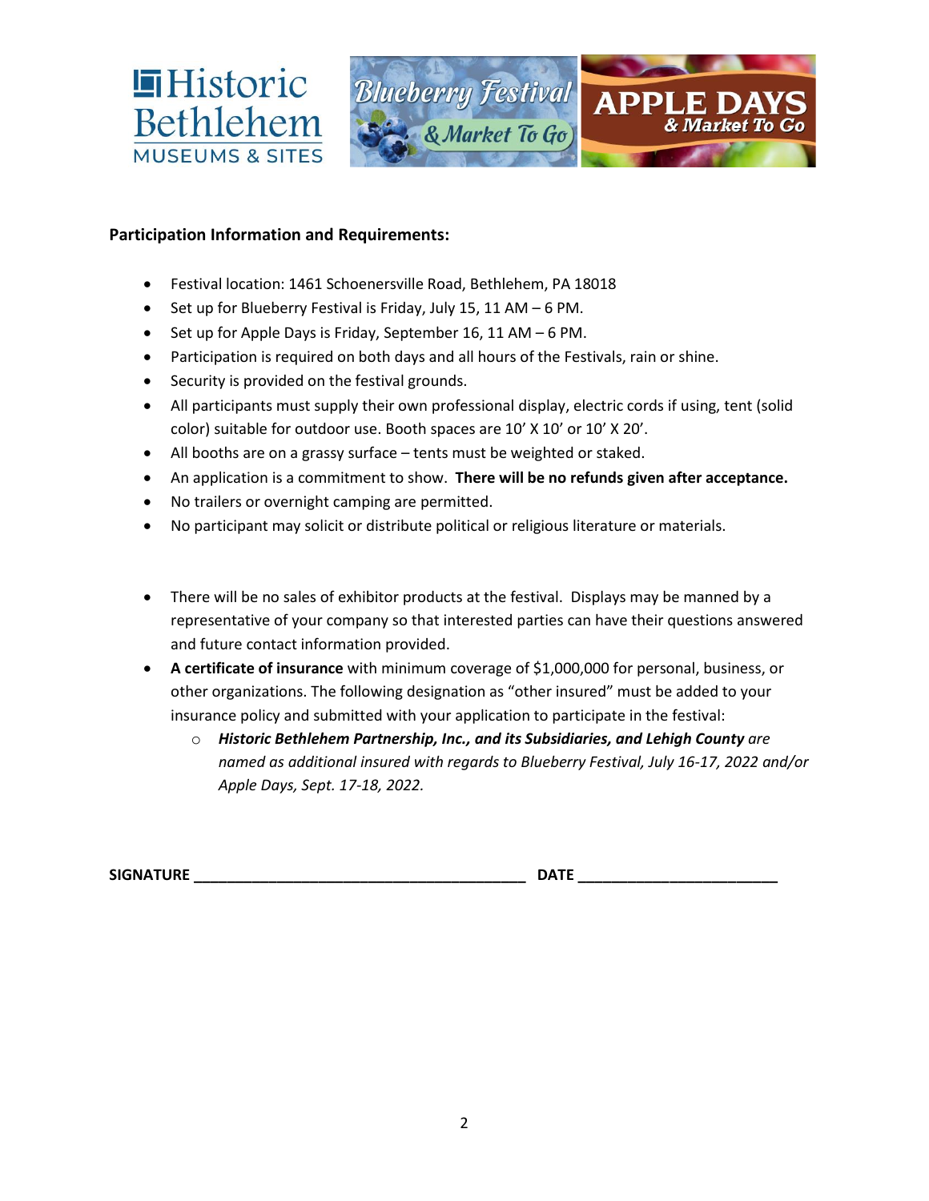**Participation Information and Requirements:**

- Festival location: 1461 Schoenersville Road, Bethlehem, PA 18018
- Set up for Blueberry Festival is Friday, July 15, 11 AM – 6 PM.
- Set up for Apple Days is Friday, September 16, 11 AM – 6 PM.
- Participation is required on both days and all hours of the Festivals, rain or shine.
- Security is provided on the festival grounds.
- All participants must supply their own professional display, electric cords if using, tent (solid color) suitable for outdoor use. Booth spaces are 10' X 10' or 10' X 20'.
- All booths are on a grassy surface – tents must be weighted or staked.
- An application is a commitment to show. **There will be no refunds given after acceptance.**
- No trailers or overnight camping are permitted.
- No participant may solicit or distribute political or religious literature or materials.

- There will be no sales of exhibitor products at the festival. Displays may be manned by a representative of your company so that interested parties can have their questions answered and future contact information provided.
- **A certificate of insurance** with minimum coverage of $1,000,000 for personal, business, or other organizations. The following designation as "other insured" must be added to your insurance policy and submitted with your application to participate in the festival:
  - ***Historic Bethlehem Partnership, Inc., and its Subsidiaries, and Lehigh County** are named as additional insured with regards to Blueberry Festival, July 16-17, 2022 and/or Apple Days, Sept. 17-18, 2022.*

**SIGNATURE** ________________________________________ **DATE** ________________________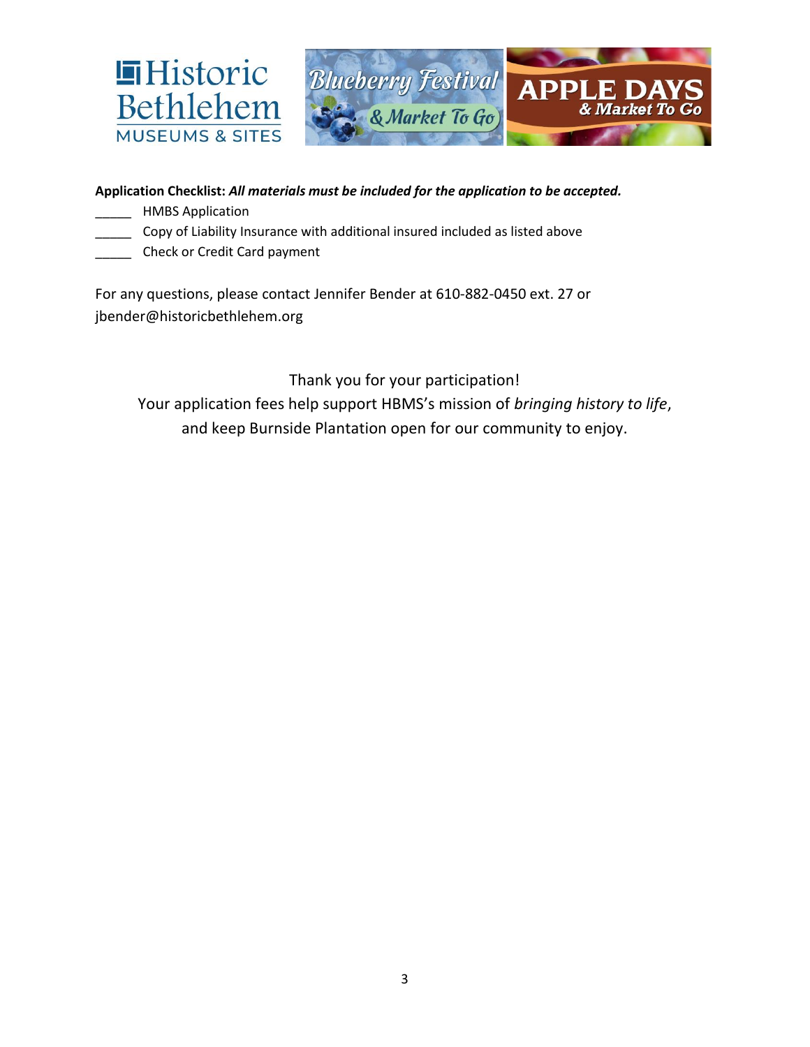**Application Checklist:** ***All materials must be included for the application to be accepted.***

_____ HMBS Application

_____ Copy of Liability Insurance with additional insured included as listed above

_____ Check or Credit Card payment

For any questions, please contact Jennifer Bender at 610-882-0450 ext. 27 or jbender@historicbethlehem.org

Thank you for your participation!
Your application fees help support HBMS's mission of *bringing history to life*, and keep Burnside Plantation open for our community to enjoy.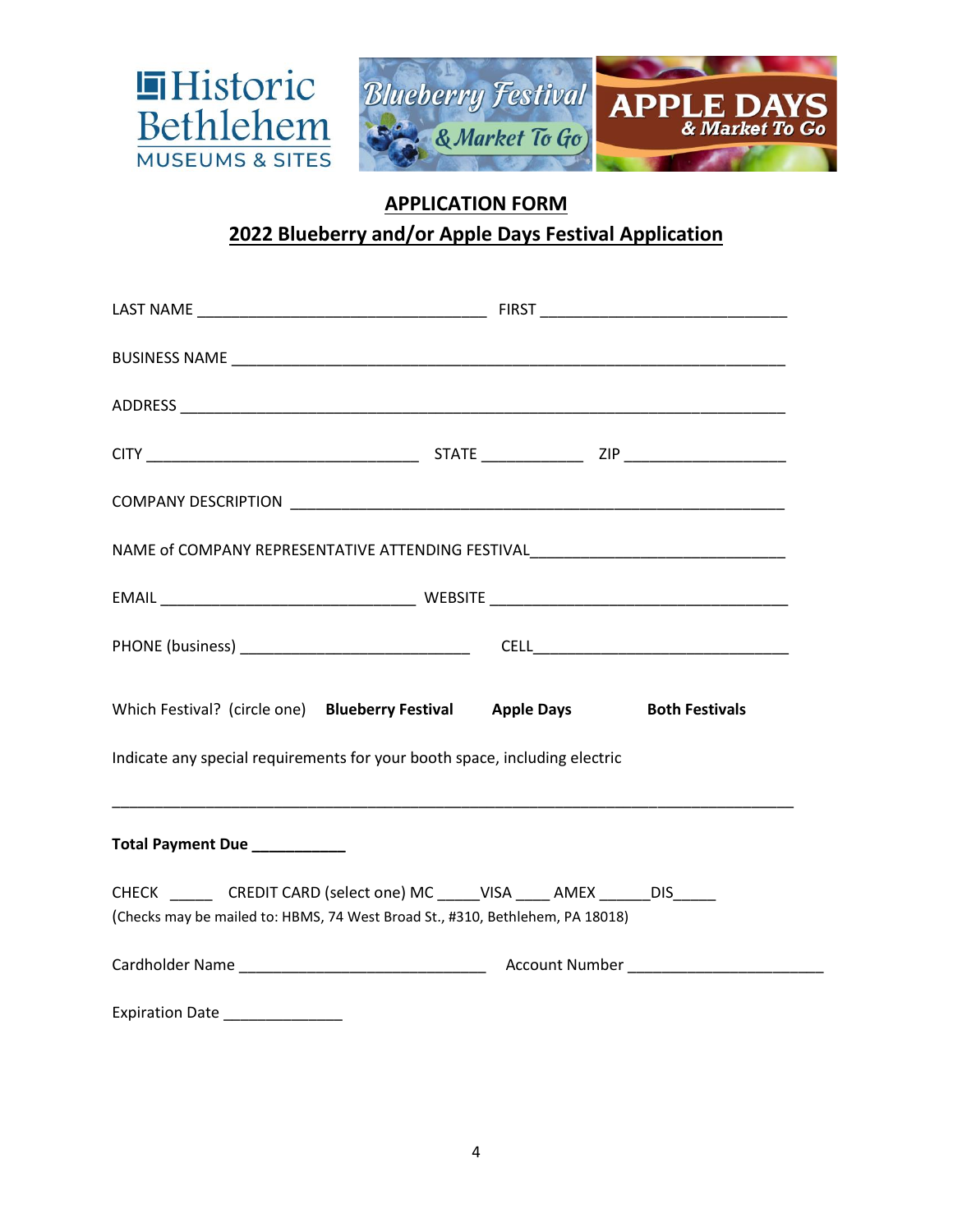Historic Bethlehem MUSEUMS & SITES

Blueberry Festival & Market To Go

APPLE DAYS & Market To Go

## APPLICATION FORM

## 2022 Blueberry and/or Apple Days Festival Application

LAST NAME ________________________________ FIRST ____________________________

BUSINESS NAME ______________________________________________________________

ADDRESS ___________________________________________________________________

CITY ______________________________ STATE ___________ ZIP __________________

COMPANY DESCRIPTION _______________________________________________________

NAME of COMPANY REPRESENTATIVE ATTENDING FESTIVAL____________________________

EMAIL _____________________________ WEBSITE _________________________________

PHONE (business) __________________________ CELL_____________________________

Which Festival? (circle one) **Blueberry Festival** **Apple Days** **Both Festivals**

Indicate any special requirements for your booth space, including electric

______________________________________________________________________________

**Total Payment Due __________**

CHECK _____ CREDIT CARD (select one) MC _____VISA ____ AMEX ______DIS_____

(Checks may be mailed to: HBMS, 74 West Broad St., #310, Bethlehem, PA 18018)

Cardholder Name ____________________________ Account Number ______________________

Expiration Date _____________